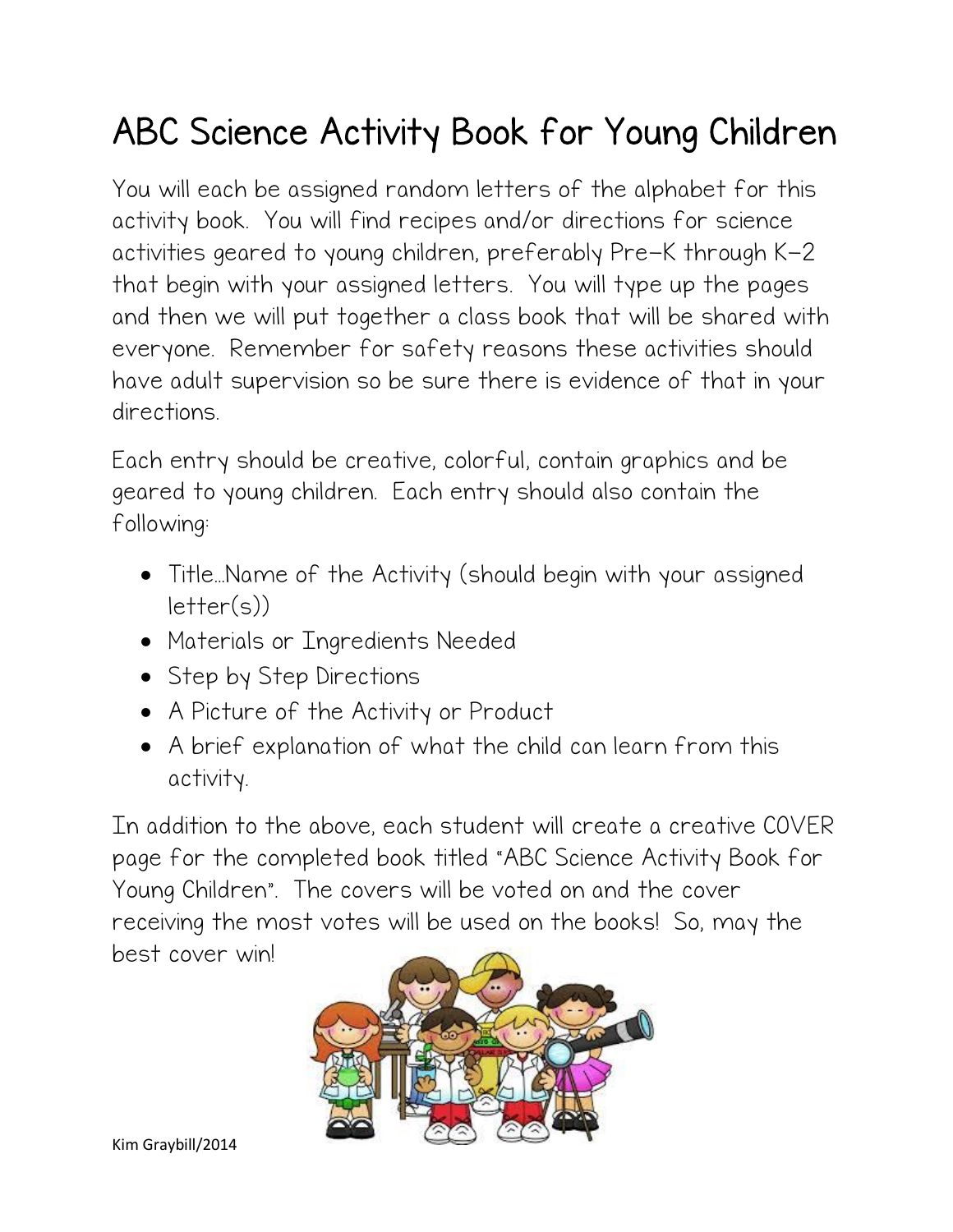# ABC Science Activity Book for Young Children

You will each be assigned random letters of the alphabet for this activity book. You will find recipes and/or directions for science activities geared to young children, preferably Pre-K through K-2 that begin with your assigned letters. You will type up the pages and then we will put together a class book that will be shared with everyone. Remember for safety reasons these activities should have adult supervision so be sure there is evidence of that in your directions.

Each entry should be creative, colorful, contain graphics and be geared to young children. Each entry should also contain the following:

- Title…Name of the Activity (should begin with your assigned letter(s))
- Materials or Ingredients Needed
- Step by Step Directions
- A Picture of the Activity or Product
- A brief explanation of what the child can learn from this activity.

In addition to the above, each student will create a creative COVER page for the completed book titled "ABC Science Activity Book for Young Children". The covers will be voted on and the cover receiving the most votes will be used on the books! So, may the best cover win!

Kim Graybill/2014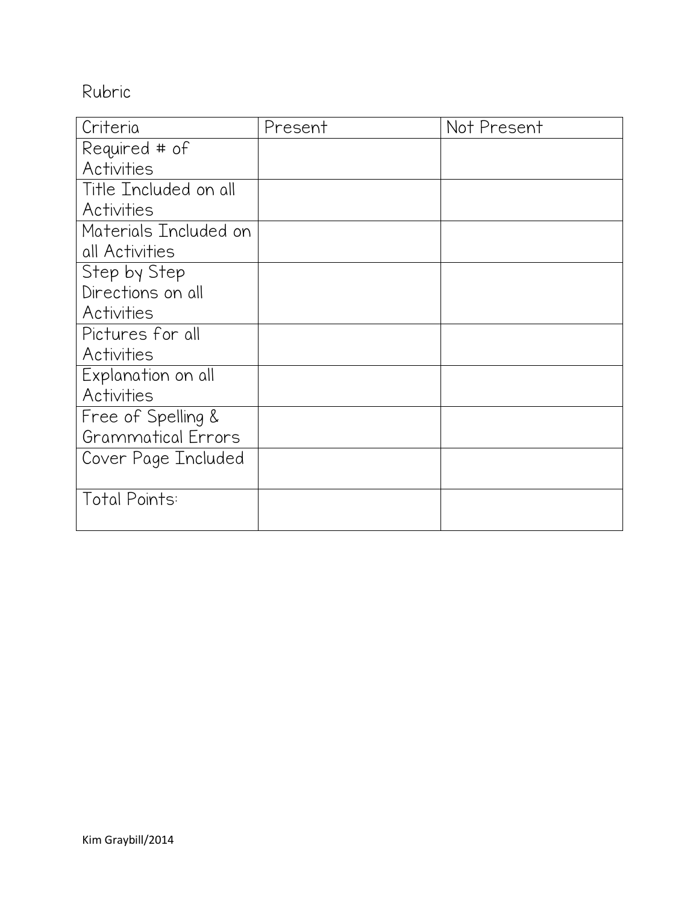Rubric

| Criteria | Present | Not Present |
|---|---|---|
| Required # of Activities | | |
| Title Included on all Activities | | |
| Materials Included on all Activities | | |
| Step by Step Directions on all Activities | | |
| Pictures for all Activities | | |
| Explanation on all Activities | | |
| Free of Spelling & Grammatical Errors | | |
| Cover Page Included | | |
| Total Points: | | |

Kim Graybill/2014